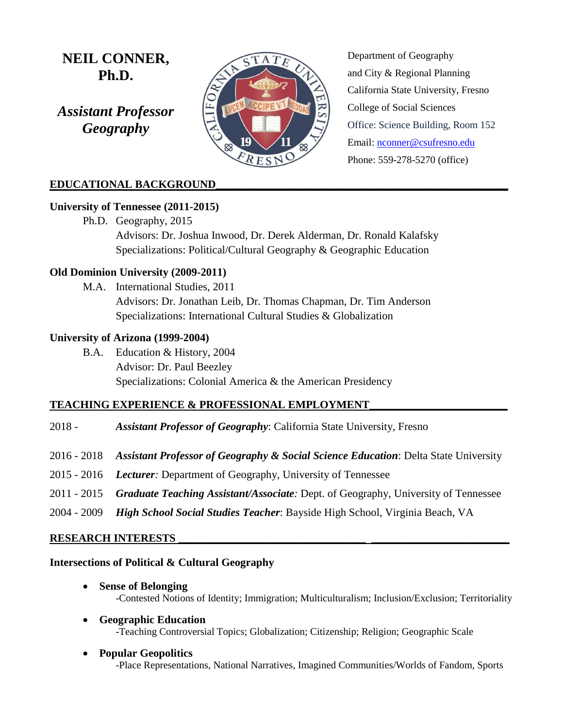# NEIL CONNER, Ph.D.

***Assistant Professor Geography***

Department of Geography
and City & Regional Planning
California State University, Fresno
College of Social Sciences
Office: Science Building, Room 152
Email: nconner@csufresno.edu
Phone: 559-278-5270 (office)

## EDUCATIONAL BACKGROUND

**University of Tennessee (2011-2015)**

Ph.D. Geography, 2015
Advisors: Dr. Joshua Inwood, Dr. Derek Alderman, Dr. Ronald Kalafsky
Specializations: Political/Cultural Geography & Geographic Education

**Old Dominion University (2009-2011)**

M.A. International Studies, 2011
Advisors: Dr. Jonathan Leib, Dr. Thomas Chapman, Dr. Tim Anderson
Specializations: International Cultural Studies & Globalization

**University of Arizona (1999-2004)**

B.A. Education & History, 2004
Advisor: Dr. Paul Beezley
Specializations: Colonial America & the American Presidency

## TEACHING EXPERIENCE & PROFESSIONAL EMPLOYMENT

2018 - ***Assistant Professor of Geography***: California State University, Fresno

2016 - 2018 ***Assistant Professor of Geography & Social Science Education***: Delta State University

2015 - 2016 ***Lecturer***: Department of Geography, University of Tennessee

2011 - 2015 ***Graduate Teaching Assistant/Associate***: Dept. of Geography, University of Tennessee

2004 - 2009 ***High School Social Studies Teacher***: Bayside High School, Virginia Beach, VA

## RESEARCH INTERESTS

**Intersections of Political & Cultural Geography**

- **Sense of Belonging**
  -Contested Notions of Identity; Immigration; Multiculturalism; Inclusion/Exclusion; Territoriality
- **Geographic Education**
  -Teaching Controversial Topics; Globalization; Citizenship; Religion; Geographic Scale
- **Popular Geopolitics**
  -Place Representations, National Narratives, Imagined Communities/Worlds of Fandom, Sports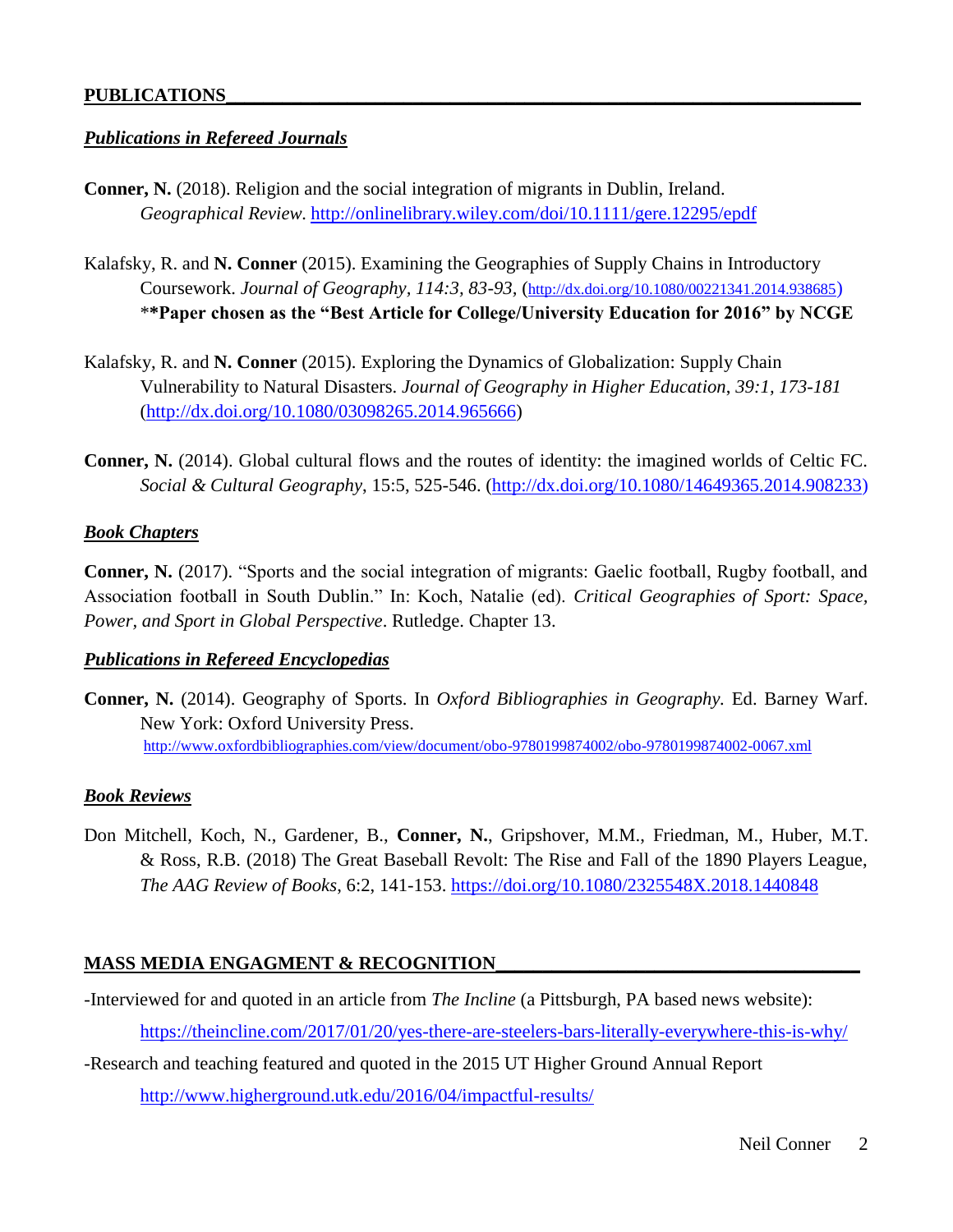## PUBLICATIONS

### *Publications in Refereed Journals*

**Conner, N.** (2018). Religion and the social integration of migrants in Dublin, Ireland. *Geographical Review*. http://onlinelibrary.wiley.com/doi/10.1111/gere.12295/epdf

Kalafsky, R. and **N. Conner** (2015). Examining the Geographies of Supply Chains in Introductory Coursework. *Journal of Geography, 114:3, 83-93*, (http://dx.doi.org/10.1080/00221341.2014.938685)
\***\*Paper chosen as the "Best Article for College/University Education for 2016" by NCGE**

Kalafsky, R. and **N. Conner** (2015). Exploring the Dynamics of Globalization: Supply Chain Vulnerability to Natural Disasters. *Journal of Geography in Higher Education, 39:1, 173-181* (http://dx.doi.org/10.1080/03098265.2014.965666)

**Conner, N.** (2014). Global cultural flows and the routes of identity: the imagined worlds of Celtic FC. *Social & Cultural Geography*, 15:5, 525-546. (http://dx.doi.org/10.1080/14649365.2014.908233)

### *Book Chapters*

**Conner, N.** (2017). "Sports and the social integration of migrants: Gaelic football, Rugby football, and Association football in South Dublin." In: Koch, Natalie (ed). *Critical Geographies of Sport: Space, Power, and Sport in Global Perspective*. Rutledge. Chapter 13.

### *Publications in Refereed Encyclopedias*

**Conner, N.** (2014). Geography of Sports. In *Oxford Bibliographies in Geography.* Ed. Barney Warf. New York: Oxford University Press.
http://www.oxfordbibliographies.com/view/document/obo-9780199874002/obo-9780199874002-0067.xml

### *Book Reviews*

Don Mitchell, Koch, N., Gardener, B., **Conner, N.**, Gripshover, M.M., Friedman, M., Huber, M.T. & Ross, R.B. (2018) The Great Baseball Revolt: The Rise and Fall of the 1890 Players League, *The AAG Review of Books*, 6:2, 141-153. https://doi.org/10.1080/2325548X.2018.1440848

## MASS MEDIA ENGAGMENT & RECOGNITION

-Interviewed for and quoted in an article from *The Incline* (a Pittsburgh, PA based news website):

https://theincline.com/2017/01/20/yes-there-are-steelers-bars-literally-everywhere-this-is-why/

-Research and teaching featured and quoted in the 2015 UT Higher Ground Annual Report

http://www.higherground.utk.edu/2016/04/impactful-results/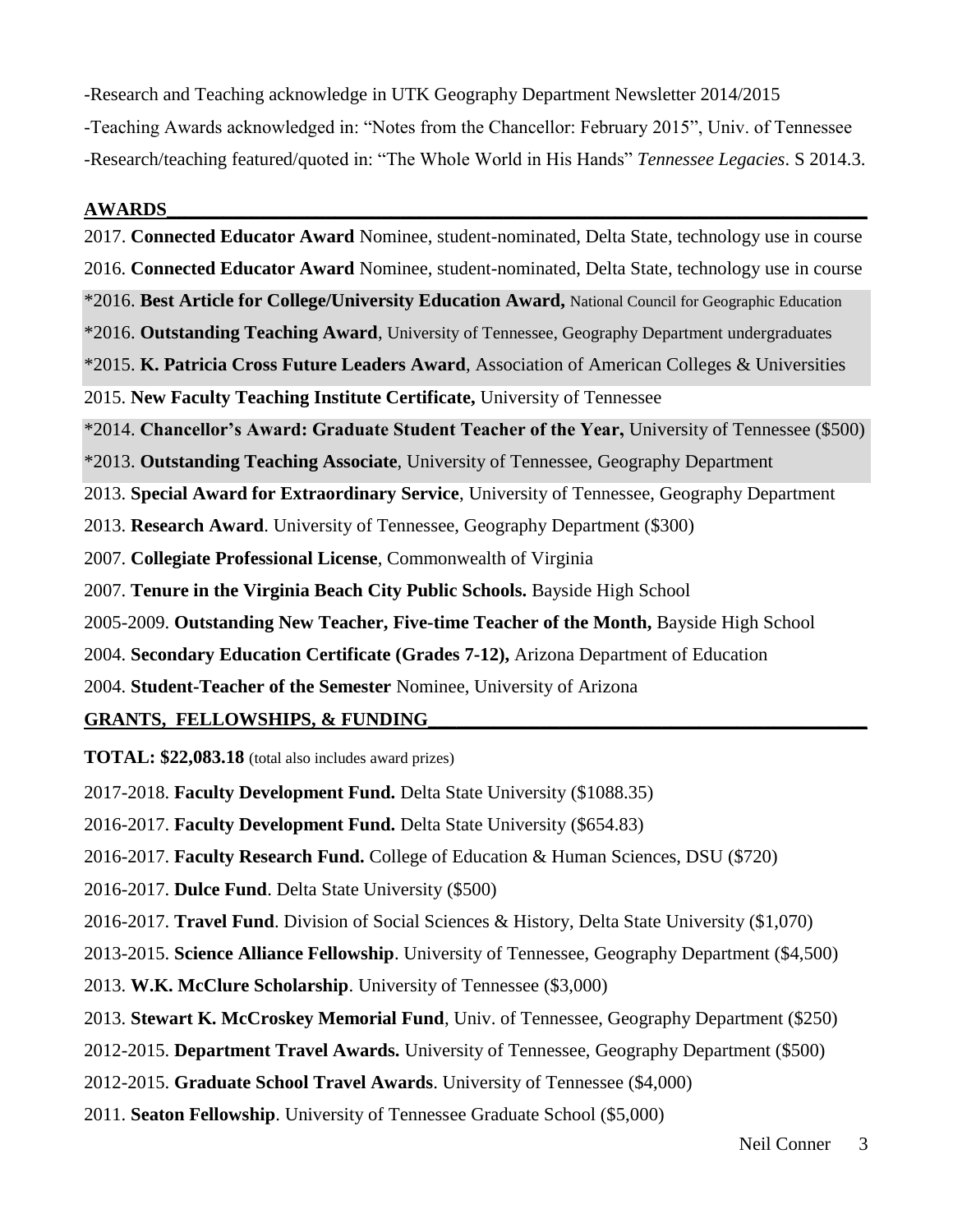-Research and Teaching acknowledge in UTK Geography Department Newsletter 2014/2015

-Teaching Awards acknowledged in: "Notes from the Chancellor: February 2015", Univ. of Tennessee

-Research/teaching featured/quoted in: "The Whole World in His Hands" *Tennessee Legacies*. S 2014.3.

## AWARDS

2017. **Connected Educator Award** Nominee, student-nominated, Delta State, technology use in course

2016. **Connected Educator Award** Nominee, student-nominated, Delta State, technology use in course

*2016. **Best Article for College/University Education Award,** National Council for Geographic Education

*2016. **Outstanding Teaching Award**, University of Tennessee, Geography Department undergraduates

*2015. **K. Patricia Cross Future Leaders Award**, Association of American Colleges & Universities

2015. **New Faculty Teaching Institute Certificate,** University of Tennessee

*2014. **Chancellor's Award: Graduate Student Teacher of the Year,** University of Tennessee ($500)

*2013. **Outstanding Teaching Associate**, University of Tennessee, Geography Department

2013. **Special Award for Extraordinary Service**, University of Tennessee, Geography Department

2013. **Research Award**. University of Tennessee, Geography Department ($300)

2007. **Collegiate Professional License**, Commonwealth of Virginia

2007. **Tenure in the Virginia Beach City Public Schools.** Bayside High School

2005-2009. **Outstanding New Teacher, Five-time Teacher of the Month,** Bayside High School

2004. **Secondary Education Certificate (Grades 7-12),** Arizona Department of Education

2004. **Student-Teacher of the Semester** Nominee, University of Arizona

## GRANTS, FELLOWSHIPS, & FUNDING

**TOTAL: $22,083.18** (total also includes award prizes)

2017-2018. **Faculty Development Fund.** Delta State University ($1088.35)

2016-2017. **Faculty Development Fund.** Delta State University ($654.83)

2016-2017. **Faculty Research Fund.** College of Education & Human Sciences, DSU ($720)

2016-2017. **Dulce Fund**. Delta State University ($500)

2016-2017. **Travel Fund**. Division of Social Sciences & History, Delta State University ($1,070)

2013-2015. **Science Alliance Fellowship**. University of Tennessee, Geography Department ($4,500)

2013. **W.K. McClure Scholarship**. University of Tennessee ($3,000)

2013. **Stewart K. McCroskey Memorial Fund**, Univ. of Tennessee, Geography Department ($250)

2012-2015. **Department Travel Awards.** University of Tennessee, Geography Department ($500)

2012-2015. **Graduate School Travel Awards**. University of Tennessee ($4,000)

2011. **Seaton Fellowship**. University of Tennessee Graduate School ($5,000)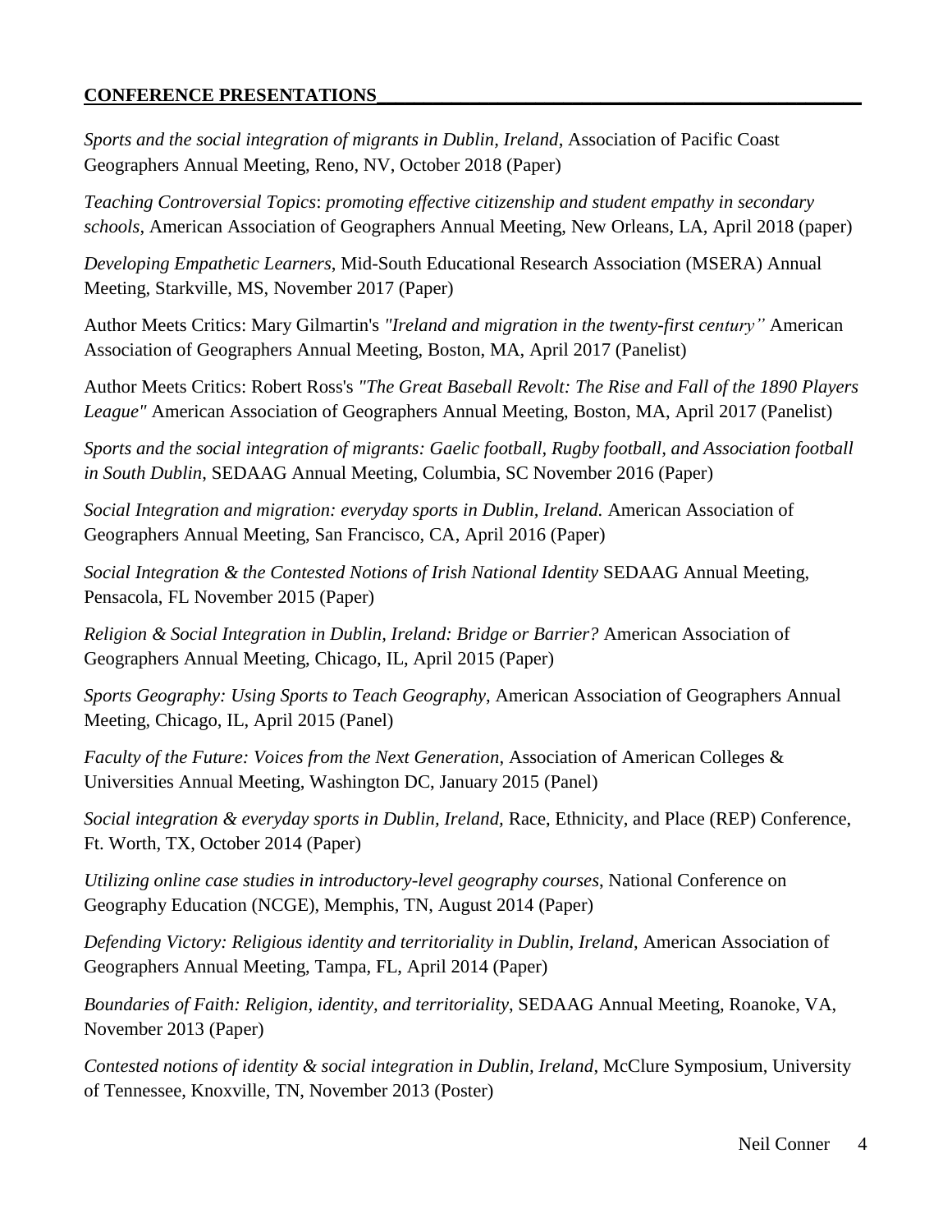## **CONFERENCE PRESENTATIONS**

*Sports and the social integration of migrants in Dublin, Ireland*, Association of Pacific Coast Geographers Annual Meeting, Reno, NV, October 2018 (Paper)

*Teaching Controversial Topics*: *promoting effective citizenship and student empathy in secondary schools*, American Association of Geographers Annual Meeting, New Orleans, LA, April 2018 (paper)

*Developing Empathetic Learners*, Mid-South Educational Research Association (MSERA) Annual Meeting, Starkville, MS, November 2017 (Paper)

Author Meets Critics: Mary Gilmartin's *"Ireland and migration in the twenty-first century"* American Association of Geographers Annual Meeting, Boston, MA, April 2017 (Panelist)

Author Meets Critics: Robert Ross's *"The Great Baseball Revolt: The Rise and Fall of the 1890 Players League"* American Association of Geographers Annual Meeting, Boston, MA, April 2017 (Panelist)

*Sports and the social integration of migrants: Gaelic football, Rugby football, and Association football in South Dublin*, SEDAAG Annual Meeting, Columbia, SC November 2016 (Paper)

*Social Integration and migration: everyday sports in Dublin, Ireland.* American Association of Geographers Annual Meeting, San Francisco, CA, April 2016 (Paper)

*Social Integration & the Contested Notions of Irish National Identity* SEDAAG Annual Meeting, Pensacola, FL November 2015 (Paper)

*Religion & Social Integration in Dublin, Ireland: Bridge or Barrier?* American Association of Geographers Annual Meeting, Chicago, IL, April 2015 (Paper)

*Sports Geography: Using Sports to Teach Geography*, American Association of Geographers Annual Meeting, Chicago, IL, April 2015 (Panel)

*Faculty of the Future: Voices from the Next Generation*, Association of American Colleges & Universities Annual Meeting, Washington DC, January 2015 (Panel)

*Social integration & everyday sports in Dublin, Ireland,* Race, Ethnicity, and Place (REP) Conference, Ft. Worth, TX, October 2014 (Paper)

*Utilizing online case studies in introductory-level geography courses*, National Conference on Geography Education (NCGE), Memphis, TN, August 2014 (Paper)

*Defending Victory: Religious identity and territoriality in Dublin, Ireland*, American Association of Geographers Annual Meeting, Tampa, FL, April 2014 (Paper)

*Boundaries of Faith: Religion, identity, and territoriality*, SEDAAG Annual Meeting, Roanoke, VA, November 2013 (Paper)

*Contested notions of identity & social integration in Dublin, Ireland*, McClure Symposium, University of Tennessee, Knoxville, TN, November 2013 (Poster)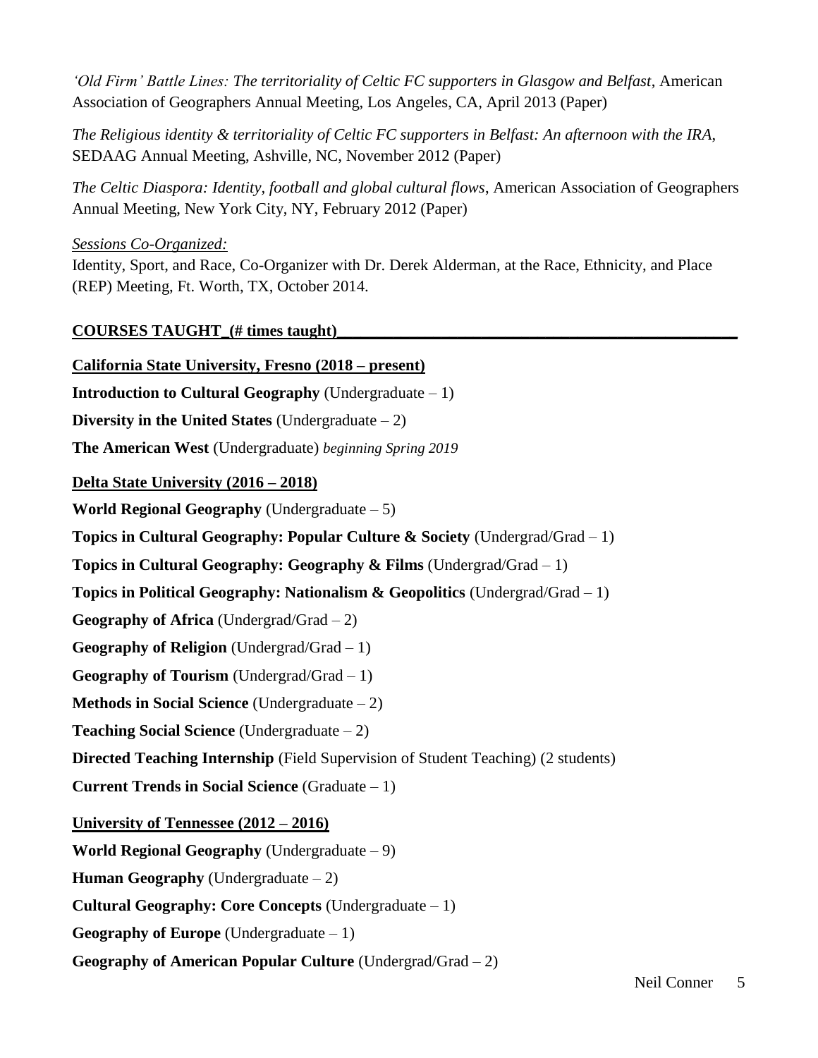*'Old Firm' Battle Lines: The territoriality of Celtic FC supporters in Glasgow and Belfast*, American Association of Geographers Annual Meeting, Los Angeles, CA, April 2013 (Paper)

*The Religious identity & territoriality of Celtic FC supporters in Belfast: An afternoon with the IRA*, SEDAAG Annual Meeting, Ashville, NC, November 2012 (Paper)

*The Celtic Diaspora: Identity, football and global cultural flows*, American Association of Geographers Annual Meeting, New York City, NY, February 2012 (Paper)

*Sessions Co-Organized:*

Identity, Sport, and Race, Co-Organizer with Dr. Derek Alderman, at the Race, Ethnicity, and Place (REP) Meeting, Ft. Worth, TX, October 2014.

## COURSES TAUGHT_(# times taught)

**California State University, Fresno (2018 – present)**

**Introduction to Cultural Geography** (Undergraduate – 1)

**Diversity in the United States** (Undergraduate – 2)

**The American West** (Undergraduate) *beginning Spring 2019*

**Delta State University (2016 – 2018)**

**World Regional Geography** (Undergraduate – 5)

**Topics in Cultural Geography: Popular Culture & Society** (Undergrad/Grad – 1)

**Topics in Cultural Geography: Geography & Films** (Undergrad/Grad – 1)

**Topics in Political Geography: Nationalism & Geopolitics** (Undergrad/Grad – 1)

**Geography of Africa** (Undergrad/Grad – 2)

**Geography of Religion** (Undergrad/Grad – 1)

**Geography of Tourism** (Undergrad/Grad – 1)

**Methods in Social Science** (Undergraduate – 2)

**Teaching Social Science** (Undergraduate – 2)

**Directed Teaching Internship** (Field Supervision of Student Teaching) (2 students)

**Current Trends in Social Science** (Graduate – 1)

**University of Tennessee (2012 – 2016)**

**World Regional Geography** (Undergraduate – 9)

**Human Geography** (Undergraduate – 2)

**Cultural Geography: Core Concepts** (Undergraduate – 1)

**Geography of Europe** (Undergraduate – 1)

**Geography of American Popular Culture** (Undergrad/Grad – 2)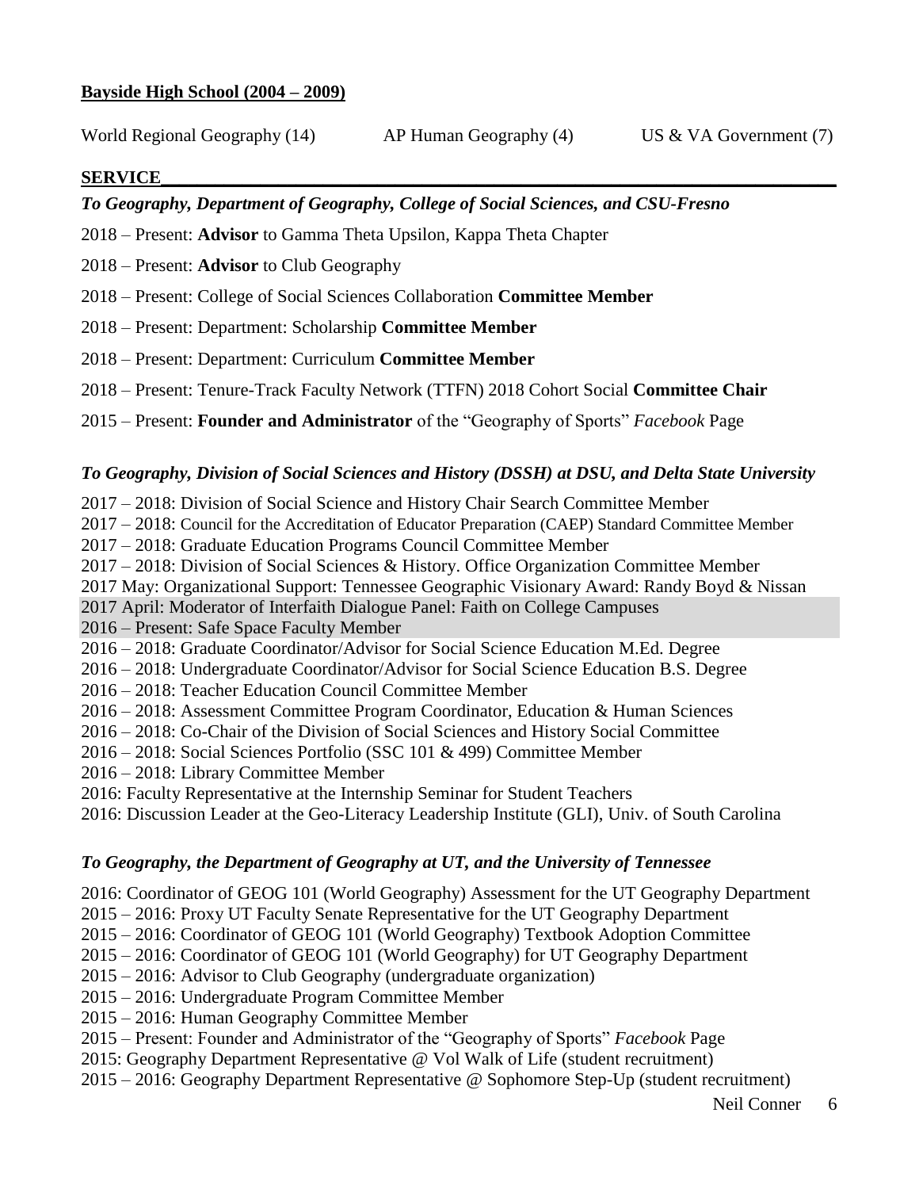**Bayside High School (2004 – 2009)**

World Regional Geography (14) AP Human Geography (4) US & VA Government (7)

## SERVICE

### *To Geography, Department of Geography, College of Social Sciences, and CSU-Fresno*

2018 – Present: **Advisor** to Gamma Theta Upsilon, Kappa Theta Chapter

2018 – Present: **Advisor** to Club Geography

2018 – Present: College of Social Sciences Collaboration **Committee Member**

2018 – Present: Department: Scholarship **Committee Member**

2018 – Present: Department: Curriculum **Committee Member**

2018 – Present: Tenure-Track Faculty Network (TTFN) 2018 Cohort Social **Committee Chair**

2015 – Present: **Founder and Administrator** of the "Geography of Sports" *Facebook* Page

### *To Geography, Division of Social Sciences and History (DSSH) at DSU, and Delta State University*

2017 – 2018: Division of Social Science and History Chair Search Committee Member
2017 – 2018: Council for the Accreditation of Educator Preparation (CAEP) Standard Committee Member
2017 – 2018: Graduate Education Programs Council Committee Member
2017 – 2018: Division of Social Sciences & History. Office Organization Committee Member
2017 May: Organizational Support: Tennessee Geographic Visionary Award: Randy Boyd & Nissan
2017 April: Moderator of Interfaith Dialogue Panel: Faith on College Campuses
2016 – Present: Safe Space Faculty Member
2016 – 2018: Graduate Coordinator/Advisor for Social Science Education M.Ed. Degree
2016 – 2018: Undergraduate Coordinator/Advisor for Social Science Education B.S. Degree
2016 – 2018: Teacher Education Council Committee Member
2016 – 2018: Assessment Committee Program Coordinator, Education & Human Sciences
2016 – 2018: Co-Chair of the Division of Social Sciences and History Social Committee
2016 – 2018: Social Sciences Portfolio (SSC 101 & 499) Committee Member
2016 – 2018: Library Committee Member
2016: Faculty Representative at the Internship Seminar for Student Teachers
2016: Discussion Leader at the Geo-Literacy Leadership Institute (GLI), Univ. of South Carolina

### *To Geography, the Department of Geography at UT, and the University of Tennessee*

2016: Coordinator of GEOG 101 (World Geography) Assessment for the UT Geography Department
2015 – 2016: Proxy UT Faculty Senate Representative for the UT Geography Department
2015 – 2016: Coordinator of GEOG 101 (World Geography) Textbook Adoption Committee
2015 – 2016: Coordinator of GEOG 101 (World Geography) for UT Geography Department
2015 – 2016: Advisor to Club Geography (undergraduate organization)
2015 – 2016: Undergraduate Program Committee Member
2015 – 2016: Human Geography Committee Member
2015 – Present: Founder and Administrator of the "Geography of Sports" *Facebook* Page
2015: Geography Department Representative @ Vol Walk of Life (student recruitment)
2015 – 2016: Geography Department Representative @ Sophomore Step-Up (student recruitment)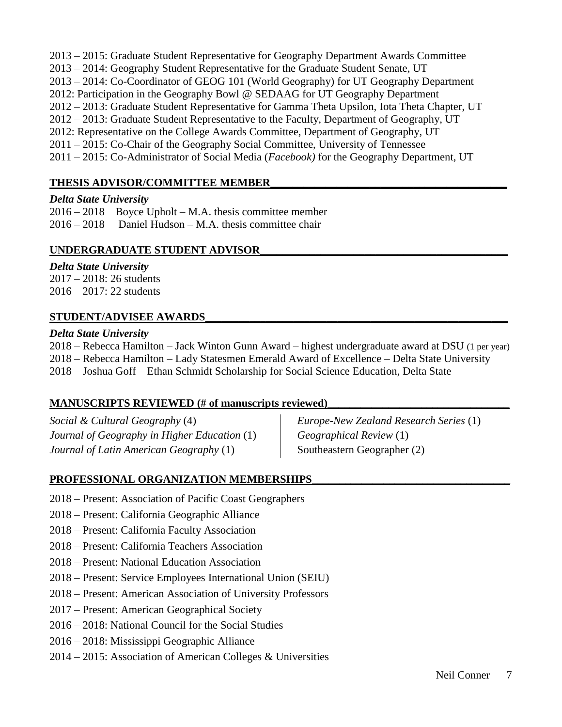2013 – 2015: Graduate Student Representative for Geography Department Awards Committee
2013 – 2014: Geography Student Representative for the Graduate Student Senate, UT
2013 – 2014: Co-Coordinator of GEOG 101 (World Geography) for UT Geography Department
2012: Participation in the Geography Bowl @ SEDAAG for UT Geography Department
2012 – 2013: Graduate Student Representative for Gamma Theta Upsilon, Iota Theta Chapter, UT
2012 – 2013: Graduate Student Representative to the Faculty, Department of Geography, UT
2012: Representative on the College Awards Committee, Department of Geography, UT
2011 – 2015: Co-Chair of the Geography Social Committee, University of Tennessee
2011 – 2015: Co-Administrator of Social Media (*Facebook)* for the Geography Department, UT

## THESIS ADVISOR/COMMITTEE MEMBER

***Delta State University***

2016 – 2018 Boyce Upholt – M.A. thesis committee member
2016 – 2018 Daniel Hudson – M.A. thesis committee chair

## UNDERGRADUATE STUDENT ADVISOR

***Delta State University***

2017 – 2018: 26 students
2016 – 2017: 22 students

## STUDENT/ADVISEE AWARDS

***Delta State University***

2018 – Rebecca Hamilton – Jack Winton Gunn Award – highest undergraduate award at DSU (1 per year)
2018 – Rebecca Hamilton – Lady Statesmen Emerald Award of Excellence – Delta State University
2018 – Joshua Goff – Ethan Schmidt Scholarship for Social Science Education, Delta State

## MANUSCRIPTS REVIEWED (# of manuscripts reviewed)

*Social & Cultural Geography* (4)
*Journal of Geography in Higher Education* (1)
*Journal of Latin American Geography* (1)
*Europe-New Zealand Research Series* (1)
*Geographical Review* (1)
Southeastern Geographer (2)

## PROFESSIONAL ORGANIZATION MEMBERSHIPS

2018 – Present: Association of Pacific Coast Geographers
2018 – Present: California Geographic Alliance
2018 – Present: California Faculty Association
2018 – Present: California Teachers Association
2018 – Present: National Education Association
2018 – Present: Service Employees International Union (SEIU)
2018 – Present: American Association of University Professors
2017 – Present: American Geographical Society
2016 – 2018: National Council for the Social Studies
2016 – 2018: Mississippi Geographic Alliance
2014 – 2015: Association of American Colleges & Universities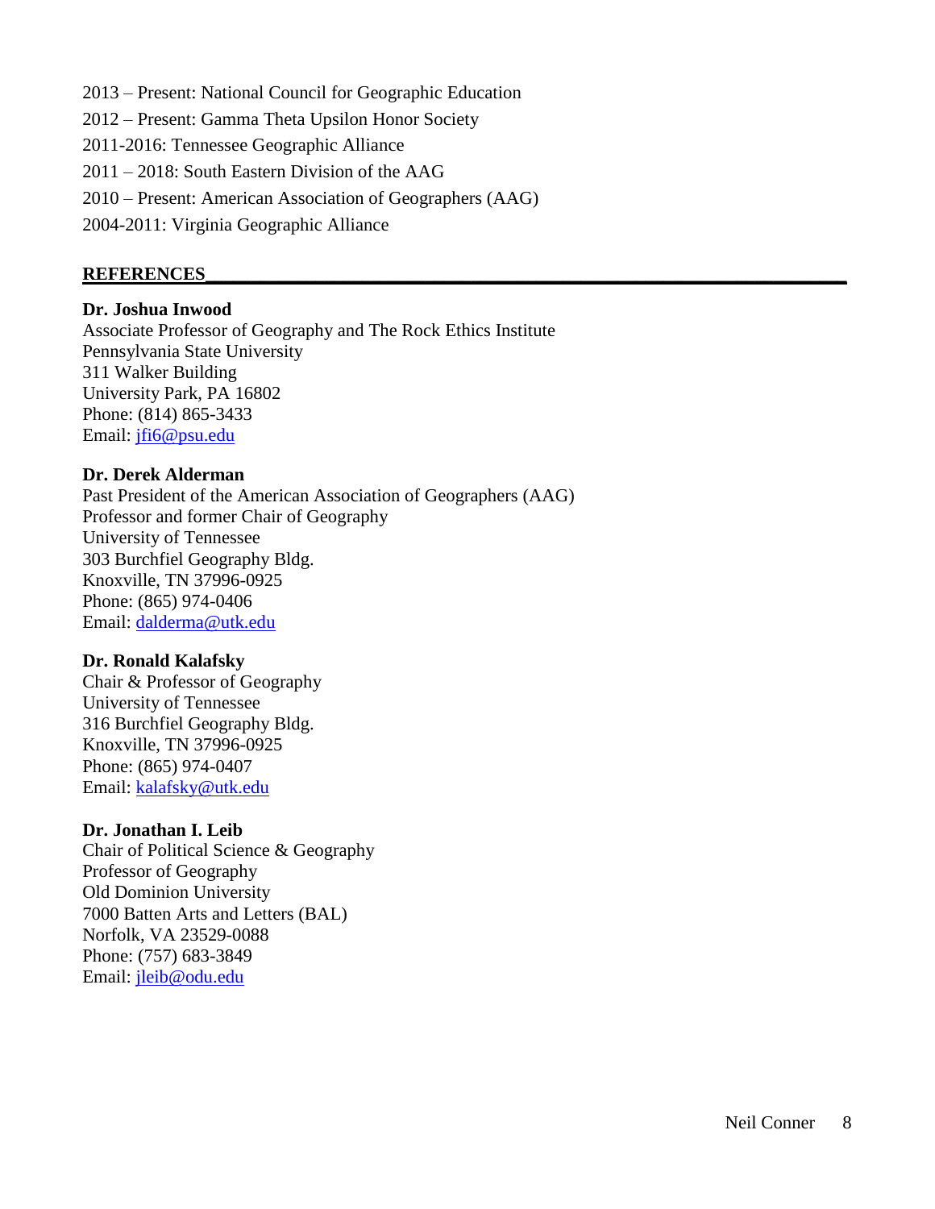2013 – Present: National Council for Geographic Education

2012 – Present: Gamma Theta Upsilon Honor Society

2011-2016: Tennessee Geographic Alliance

2011 – 2018: South Eastern Division of the AAG

2010 – Present: American Association of Geographers (AAG)

2004-2011: Virginia Geographic Alliance

## REFERENCES

**Dr. Joshua Inwood**
Associate Professor of Geography and The Rock Ethics Institute
Pennsylvania State University
311 Walker Building
University Park, PA 16802
Phone: (814) 865-3433
Email: jfi6@psu.edu

**Dr. Derek Alderman**
Past President of the American Association of Geographers (AAG)
Professor and former Chair of Geography
University of Tennessee
303 Burchfiel Geography Bldg.
Knoxville, TN 37996-0925
Phone: (865) 974-0406
Email: dalderma@utk.edu

**Dr. Ronald Kalafsky**
Chair & Professor of Geography
University of Tennessee
316 Burchfiel Geography Bldg.
Knoxville, TN 37996-0925
Phone: (865) 974-0407
Email: kalafsky@utk.edu

**Dr. Jonathan I. Leib**
Chair of Political Science & Geography
Professor of Geography
Old Dominion University
7000 Batten Arts and Letters (BAL)
Norfolk, VA 23529-0088
Phone: (757) 683-3849
Email: jleib@odu.edu